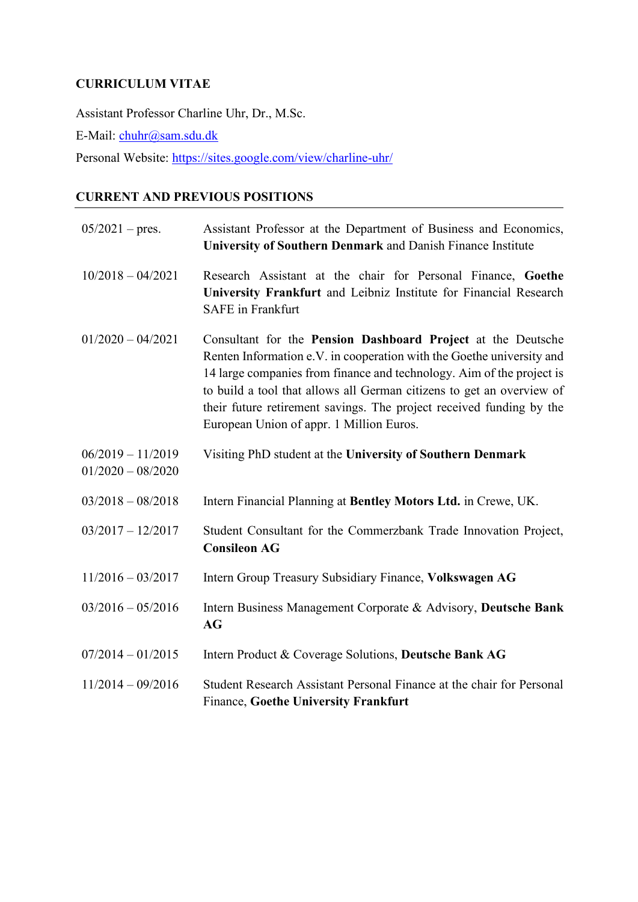# CURRICULUM VITAE

Assistant Professor Charline Uhr, Dr., M.Sc.

E-Mail: [chuhr@sam.sdu.dk](mailto:chuhr@sam.sdu.dk)

Personal Website: [https://sites.google.com/view/charline-uhr/](https://sites.google.com/view/charline-uhr/)

## CURRENT AND PREVIOUS POSITIONS

| | |
|---|---|
| 05/2021 – pres. | Assistant Professor at the Department of Business and Economics, **University of Southern Denmark** and Danish Finance Institute |
| 10/2018 – 04/2021 | Research Assistant at the chair for Personal Finance, **Goethe University Frankfurt** and Leibniz Institute for Financial Research SAFE in Frankfurt |
| 01/2020 – 04/2021 | Consultant for the **Pension Dashboard Project** at the Deutsche Renten Information e.V. in cooperation with the Goethe university and 14 large companies from finance and technology. Aim of the project is to build a tool that allows all German citizens to get an overview of their future retirement savings. The project received funding by the European Union of appr. 1 Million Euros. |
| 06/2019 – 11/2019<br>01/2020 – 08/2020 | Visiting PhD student at the **University of Southern Denmark** |
| 03/2018 – 08/2018 | Intern Financial Planning at **Bentley Motors Ltd.** in Crewe, UK. |
| 03/2017 – 12/2017 | Student Consultant for the Commerzbank Trade Innovation Project, **Consileon AG** |
| 11/2016 – 03/2017 | Intern Group Treasury Subsidiary Finance, **Volkswagen AG** |
| 03/2016 – 05/2016 | Intern Business Management Corporate & Advisory, **Deutsche Bank AG** |
| 07/2014 – 01/2015 | Intern Product & Coverage Solutions, **Deutsche Bank AG** |
| 11/2014 – 09/2016 | Student Research Assistant Personal Finance at the chair for Personal Finance, **Goethe University Frankfurt** |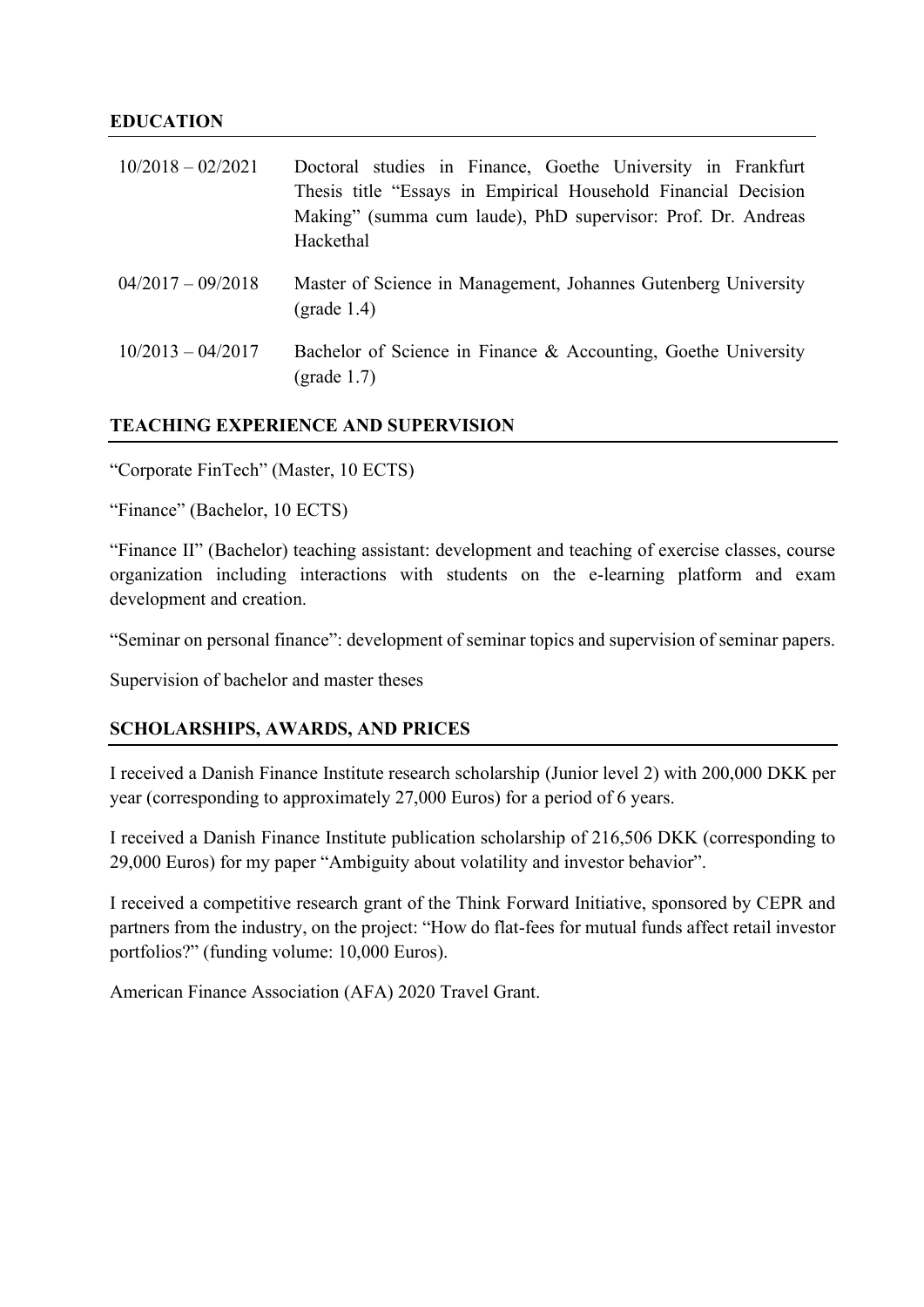## EDUCATION

| | |
|---|---|
| 10/2018 – 02/2021 | Doctoral studies in Finance, Goethe University in Frankfurt Thesis title "Essays in Empirical Household Financial Decision Making" (summa cum laude), PhD supervisor: Prof. Dr. Andreas Hackethal |
| 04/2017 – 09/2018 | Master of Science in Management, Johannes Gutenberg University (grade 1.4) |
| 10/2013 – 04/2017 | Bachelor of Science in Finance & Accounting, Goethe University (grade 1.7) |

## TEACHING EXPERIENCE AND SUPERVISION

"Corporate FinTech" (Master, 10 ECTS)

"Finance" (Bachelor, 10 ECTS)

"Finance II" (Bachelor) teaching assistant: development and teaching of exercise classes, course organization including interactions with students on the e-learning platform and exam development and creation.

"Seminar on personal finance": development of seminar topics and supervision of seminar papers.

Supervision of bachelor and master theses

## SCHOLARSHIPS, AWARDS, AND PRICES

I received a Danish Finance Institute research scholarship (Junior level 2) with 200,000 DKK per year (corresponding to approximately 27,000 Euros) for a period of 6 years.

I received a Danish Finance Institute publication scholarship of 216,506 DKK (corresponding to 29,000 Euros) for my paper "Ambiguity about volatility and investor behavior".

I received a competitive research grant of the Think Forward Initiative, sponsored by CEPR and partners from the industry, on the project: "How do flat-fees for mutual funds affect retail investor portfolios?" (funding volume: 10,000 Euros).

American Finance Association (AFA) 2020 Travel Grant.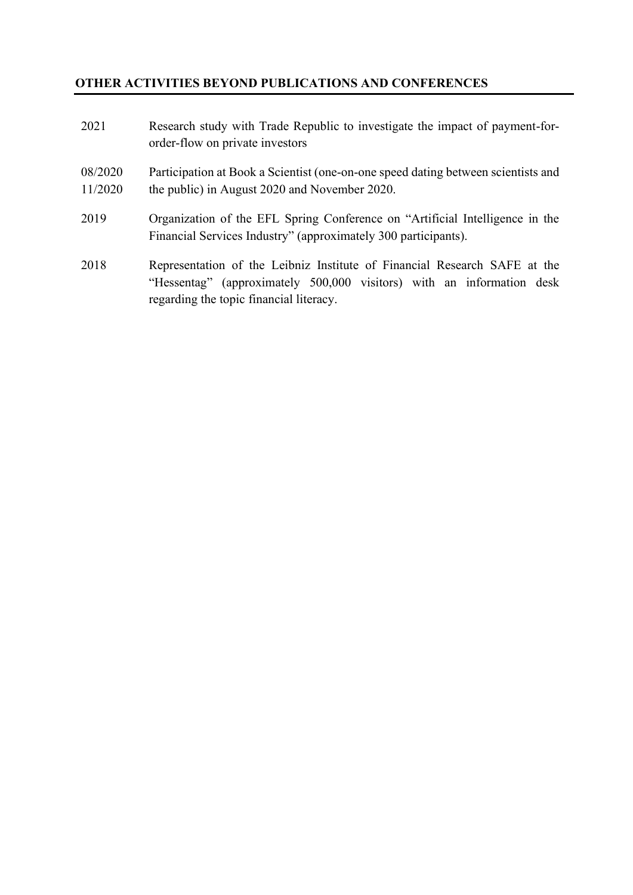## OTHER ACTIVITIES BEYOND PUBLICATIONS AND CONFERENCES

| | |
|---|---|
| 2021 | Research study with Trade Republic to investigate the impact of payment-for-order-flow on private investors |
| 08/2020<br>11/2020 | Participation at Book a Scientist (one-on-one speed dating between scientists and the public) in August 2020 and November 2020. |
| 2019 | Organization of the EFL Spring Conference on "Artificial Intelligence in the Financial Services Industry" (approximately 300 participants). |
| 2018 | Representation of the Leibniz Institute of Financial Research SAFE at the "Hessentag" (approximately 500,000 visitors) with an information desk regarding the topic financial literacy. |